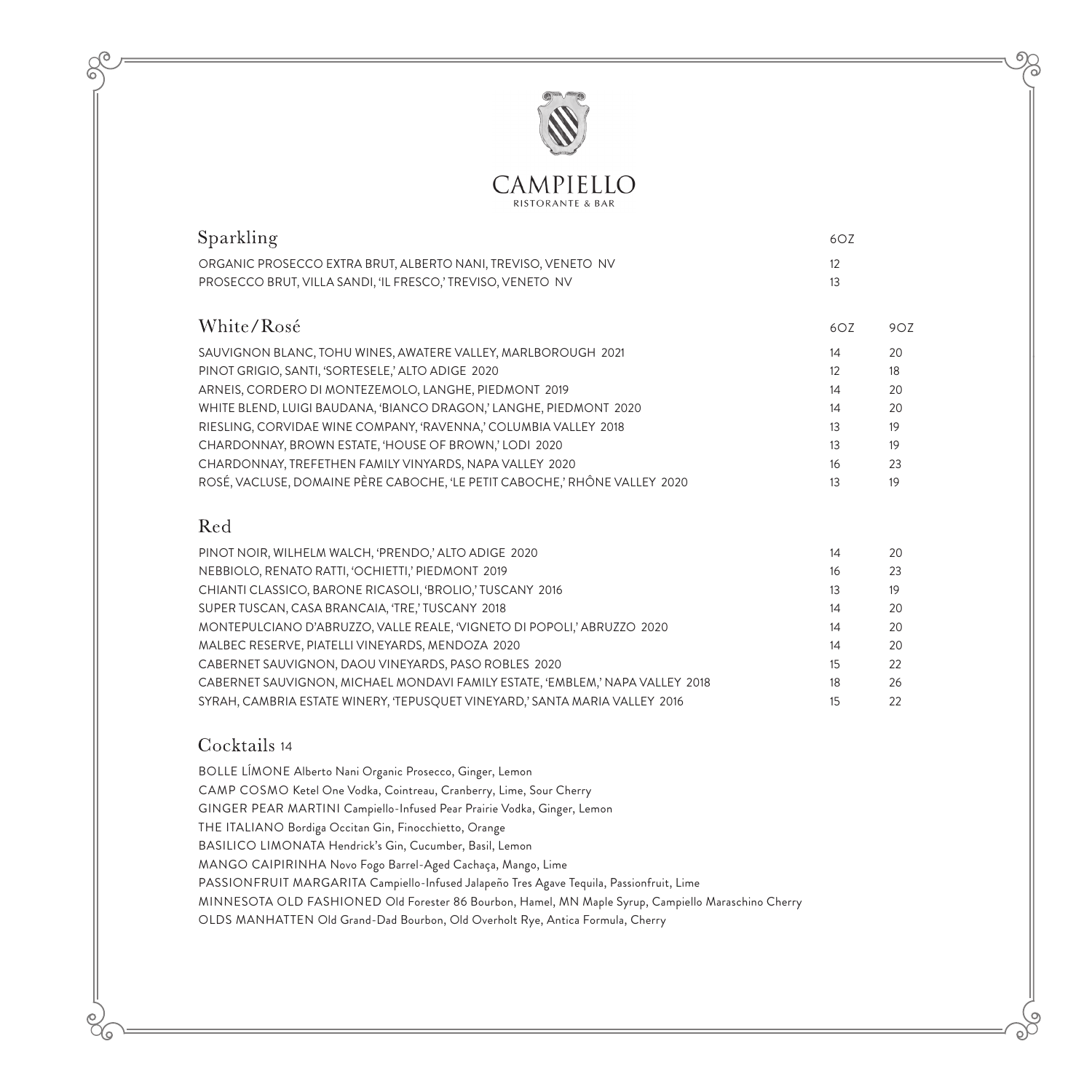# CAMPIELLO

RISTORANTE & BAR

## Sparkling

| | 6OZ |
|---|---|
| ORGANIC PROSECCO EXTRA BRUT, ALBERTO NANI, TREVISO, VENETO NV | 12 |
| PROSECCO BRUT, VILLA SANDI, 'IL FRESCO,' TREVISO, VENETO NV | 13 |

## White/Rosé

| | 6OZ | 9OZ |
|---|---|---|
| SAUVIGNON BLANC, TOHU WINES, AWATERE VALLEY, MARLBOROUGH 2021 | 14 | 20 |
| PINOT GRIGIO, SANTI, 'SORTESELE,' ALTO ADIGE 2020 | 12 | 18 |
| ARNEIS, CORDERO DI MONTEZEMOLO, LANGHE, PIEDMONT 2019 | 14 | 20 |
| WHITE BLEND, LUIGI BAUDANA, 'BIANCO DRAGON,' LANGHE, PIEDMONT 2020 | 14 | 20 |
| RIESLING, CORVIDAE WINE COMPANY, 'RAVENNA,' COLUMBIA VALLEY 2018 | 13 | 19 |
| CHARDONNAY, BROWN ESTATE, 'HOUSE OF BROWN,' LODI 2020 | 13 | 19 |
| CHARDONNAY, TREFETHEN FAMILY VINYARDS, NAPA VALLEY 2020 | 16 | 23 |
| ROSÉ, VACLUSE, DOMAINE PÈRE CABOCHE, 'LE PETIT CABOCHE,' RHÔNE VALLEY 2020 | 13 | 19 |

## Red

| | 6OZ | 9OZ |
|---|---|---|
| PINOT NOIR, WILHELM WALCH, 'PRENDO,' ALTO ADIGE 2020 | 14 | 20 |
| NEBBIOLO, RENATO RATTI, 'OCHIETTI,' PIEDMONT 2019 | 16 | 23 |
| CHIANTI CLASSICO, BARONE RICASOLI, 'BROLIO,' TUSCANY 2016 | 13 | 19 |
| SUPER TUSCAN, CASA BRANCAIA, 'TRE,' TUSCANY 2018 | 14 | 20 |
| MONTEPULCIANO D'ABRUZZO, VALLE REALE, 'VIGNETO DI POPOLI,' ABRUZZO 2020 | 14 | 20 |
| MALBEC RESERVE, PIATELLI VINEYARDS, MENDOZA 2020 | 14 | 20 |
| CABERNET SAUVIGNON, DAOU VINEYARDS, PASO ROBLES 2020 | 15 | 22 |
| CABERNET SAUVIGNON, MICHAEL MONDAVI FAMILY ESTATE, 'EMBLEM,' NAPA VALLEY 2018 | 18 | 26 |
| SYRAH, CAMBRIA ESTATE WINERY, 'TEPUSQUET VINEYARD,' SANTA MARIA VALLEY 2016 | 15 | 22 |

## Cocktails 14

BOLLE LÍMONE Alberto Nani Organic Prosecco, Ginger, Lemon

CAMP COSMO Ketel One Vodka, Cointreau, Cranberry, Lime, Sour Cherry

GINGER PEAR MARTINI Campiello-Infused Pear Prairie Vodka, Ginger, Lemon

THE ITALIANO Bordiga Occitan Gin, Finocchietto, Orange

BASILICO LIMONATA Hendrick's Gin, Cucumber, Basil, Lemon

MANGO CAIPIRINHA Novo Fogo Barrel-Aged Cachaça, Mango, Lime

PASSIONFRUIT MARGARITA Campiello-Infused Jalapeño Tres Agave Tequila, Passionfruit, Lime

MINNESOTA OLD FASHIONED Old Forester 86 Bourbon, Hamel, MN Maple Syrup, Campiello Maraschino Cherry

OLDS MANHATTEN Old Grand-Dad Bourbon, Old Overholt Rye, Antica Formula, Cherry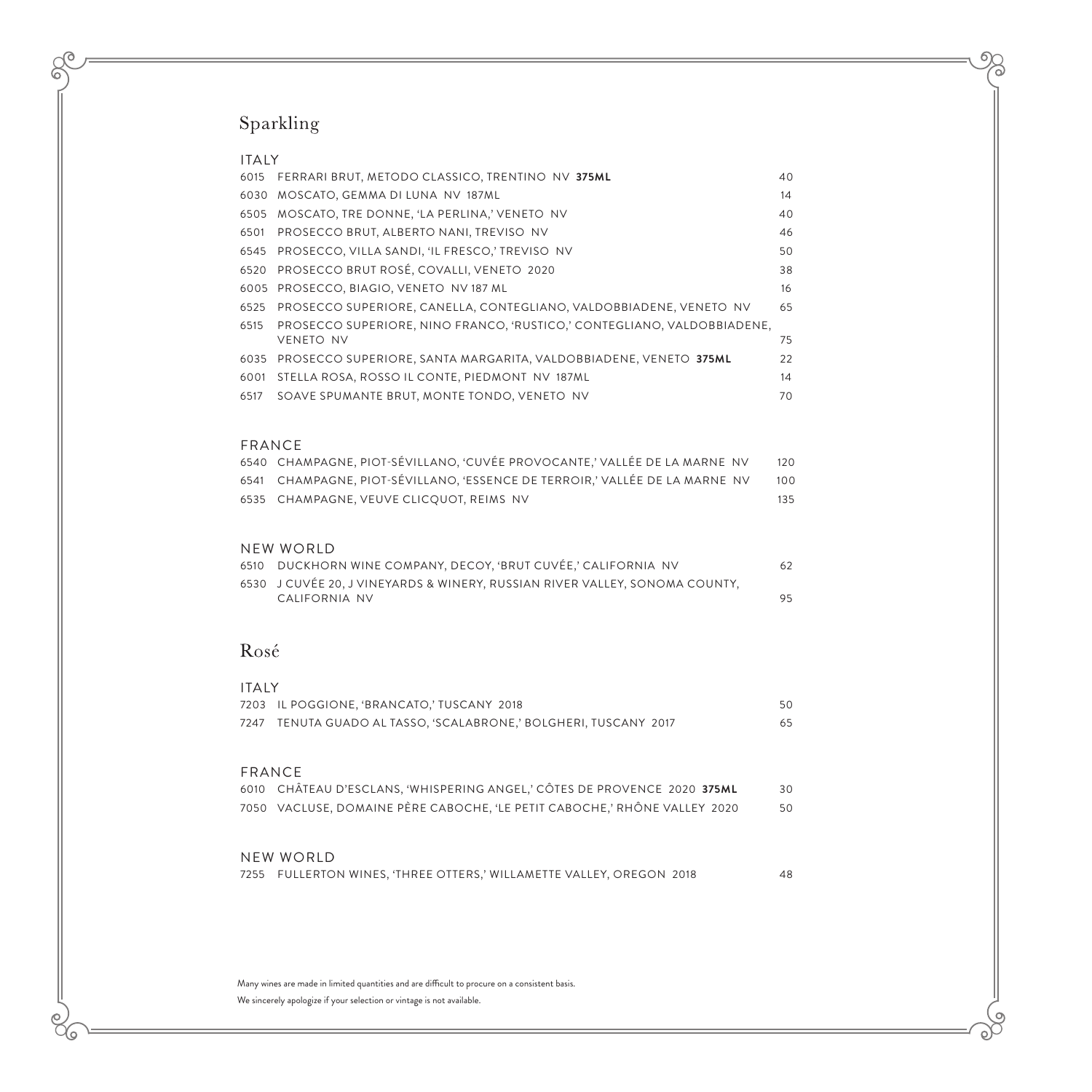# Sparkling

## ITALY

| | | |
|---|---|---|
| 6015 | FERRARI BRUT, METODO CLASSICO, TRENTINO NV **375ML** | 40 |
| 6030 | MOSCATO, GEMMA DI LUNA NV 187ML | 14 |
| 6505 | MOSCATO, TRE DONNE, 'LA PERLINA,' VENETO NV | 40 |
| 6501 | PROSECCO BRUT, ALBERTO NANI, TREVISO NV | 46 |
| 6545 | PROSECCO, VILLA SANDI, 'IL FRESCO,' TREVISO NV | 50 |
| 6520 | PROSECCO BRUT ROSÉ, COVALLI, VENETO 2020 | 38 |
| 6005 | PROSECCO, BIAGIO, VENETO NV 187 ML | 16 |
| 6525 | PROSECCO SUPERIORE, CANELLA, CONTEGLIANO, VALDOBBIADENE, VENETO NV | 65 |
| 6515 | PROSECCO SUPERIORE, NINO FRANCO, 'RUSTICO,' CONTEGLIANO, VALDOBBIADENE, VENETO NV | 75 |
| 6035 | PROSECCO SUPERIORE, SANTA MARGARITA, VALDOBBIADENE, VENETO **375ML** | 22 |
| 6001 | STELLA ROSA, ROSSO IL CONTE, PIEDMONT NV 187ML | 14 |
| 6517 | SOAVE SPUMANTE BRUT, MONTE TONDO, VENETO NV | 70 |

## FRANCE

| | | |
|---|---|---|
| 6540 | CHAMPAGNE, PIOT-SÉVILLANO, 'CUVÉE PROVOCANTE,' VALLÉE DE LA MARNE NV | 120 |
| 6541 | CHAMPAGNE, PIOT-SÉVILLANO, 'ESSENCE DE TERROIR,' VALLÉE DE LA MARNE NV | 100 |
| 6535 | CHAMPAGNE, VEUVE CLICQUOT, REIMS NV | 135 |

## NEW WORLD

| | | |
|---|---|---|
| 6510 | DUCKHORN WINE COMPANY, DECOY, 'BRUT CUVÉE,' CALIFORNIA NV | 62 |
| 6530 | J CUVÉE 20, J VINEYARDS & WINERY, RUSSIAN RIVER VALLEY, SONOMA COUNTY, CALIFORNIA NV | 95 |

# Rosé

## ITALY

| | | |
|---|---|---|
| 7203 | IL POGGIONE, 'BRANCATO,' TUSCANY 2018 | 50 |
| 7247 | TENUTA GUADO AL TASSO, 'SCALABRONE,' BOLGHERI, TUSCANY 2017 | 65 |

## FRANCE

| | | |
|---|---|---|
| 6010 | CHÂTEAU D'ESCLANS, 'WHISPERING ANGEL,' CÔTES DE PROVENCE 2020 **375ML** | 30 |
| 7050 | VACLUSE, DOMAINE PÈRE CABOCHE, 'LE PETIT CABOCHE,' RHÔNE VALLEY 2020 | 50 |

## NEW WORLD

| | | |
|---|---|---|
| 7255 | FULLERTON WINES, 'THREE OTTERS,' WILLAMETTE VALLEY, OREGON 2018 | 48 |

Many wines are made in limited quantities and are difficult to procure on a consistent basis.

We sincerely apologize if your selection or vintage is not available.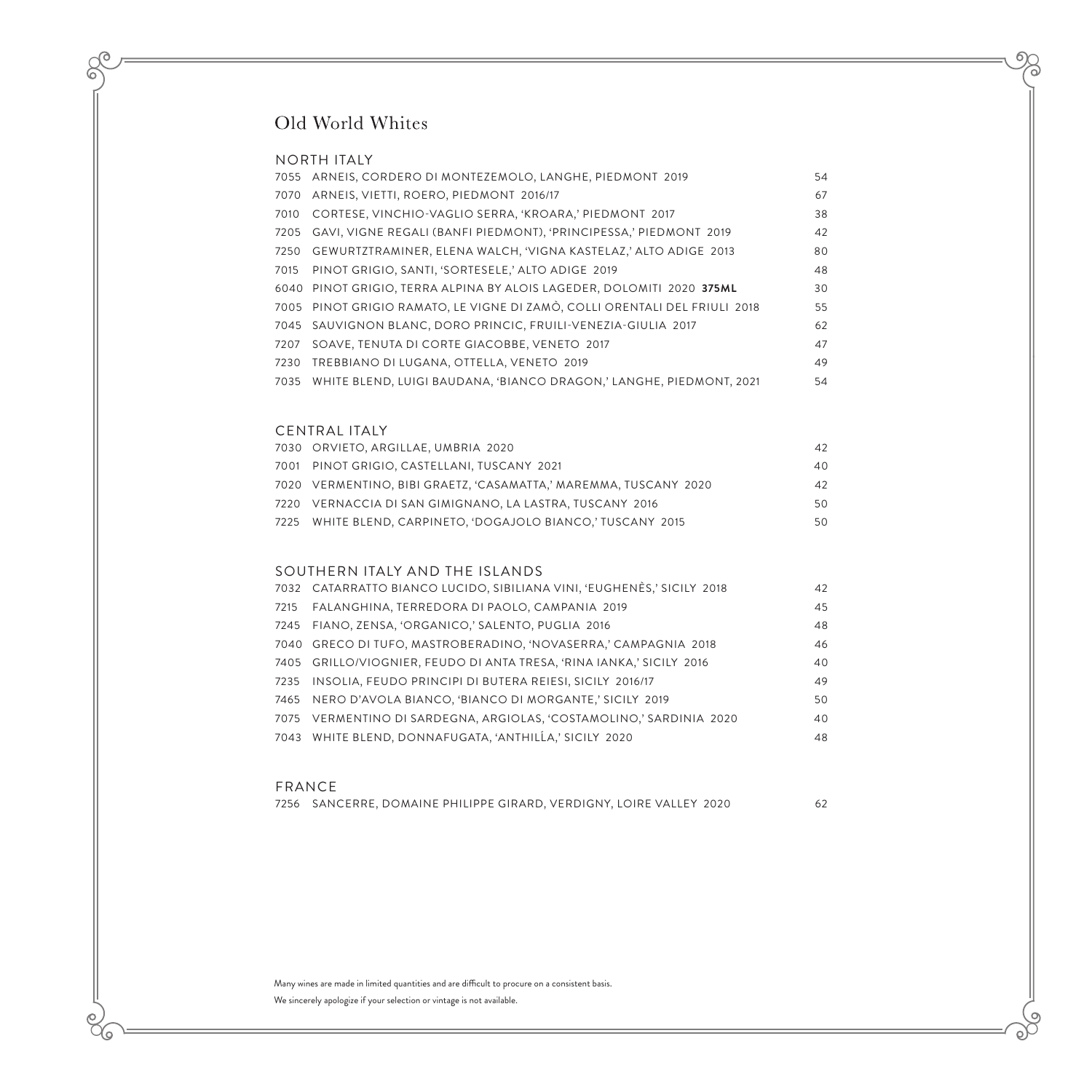# Old World Whites

## NORTH ITALY

| | | |
|---|---|---|
| 7055 | ARNEIS, CORDERO DI MONTEZEMOLO, LANGHE, PIEDMONT 2019 | 54 |
| 7070 | ARNEIS, VIETTI, ROERO, PIEDMONT 2016/17 | 67 |
| 7010 | CORTESE, VINCHIO-VAGLIO SERRA, 'KROARA,' PIEDMONT 2017 | 38 |
| 7205 | GAVI, VIGNE REGALI (BANFI PIEDMONT), 'PRINCIPESSA,' PIEDMONT 2019 | 42 |
| 7250 | GEWURTZTRAMINER, ELENA WALCH, 'VIGNA KASTELAZ,' ALTO ADIGE 2013 | 80 |
| 7015 | PINOT GRIGIO, SANTI, 'SORTESELE,' ALTO ADIGE 2019 | 48 |
| 6040 | PINOT GRIGIO, TERRA ALPINA BY ALOIS LAGEDER, DOLOMITI 2020 **375ML** | 30 |
| 7005 | PINOT GRIGIO RAMATO, LE VIGNE DI ZAMÒ, COLLI ORENTALI DEL FRIULI 2018 | 55 |
| 7045 | SAUVIGNON BLANC, DORO PRINCIC, FRUILI-VENEZIA-GIULIA 2017 | 62 |
| 7207 | SOAVE, TENUTA DI CORTE GIACOBBE, VENETO 2017 | 47 |
| 7230 | TREBBIANO DI LUGANA, OTTELLA, VENETO 2019 | 49 |
| 7035 | WHITE BLEND, LUIGI BAUDANA, 'BIANCO DRAGON,' LANGHE, PIEDMONT, 2021 | 54 |

## CENTRAL ITALY

| | | |
|---|---|---|
| 7030 | ORVIETO, ARGILLAE, UMBRIA 2020 | 42 |
| 7001 | PINOT GRIGIO, CASTELLANI, TUSCANY 2021 | 40 |
| 7020 | VERMENTINO, BIBI GRAETZ, 'CASAMATTA,' MAREMMA, TUSCANY 2020 | 42 |
| 7220 | VERNACCIA DI SAN GIMIGNANO, LA LASTRA, TUSCANY 2016 | 50 |
| 7225 | WHITE BLEND, CARPINETO, 'DOGAJOLO BIANCO,' TUSCANY 2015 | 50 |

## SOUTHERN ITALY AND THE ISLANDS

| | | |
|---|---|---|
| 7032 | CATARRATTO BIANCO LUCIDO, SIBILIANA VINI, 'EUGHENÈS,' SICILY 2018 | 42 |
| 7215 | FALANGHINA, TERREDORA DI PAOLO, CAMPANIA 2019 | 45 |
| 7245 | FIANO, ZENSA, 'ORGANICO,' SALENTO, PUGLIA 2016 | 48 |
| 7040 | GRECO DI TUFO, MASTROBERADINO, 'NOVASERRA,' CAMPAGNIA 2018 | 46 |
| 7405 | GRILLO/VIOGNIER, FEUDO DI ANTA TRESA, 'RINA IANKA,' SICILY 2016 | 40 |
| 7235 | INSOLIA, FEUDO PRINCIPI DI BUTERA REIESI, SICILY 2016/17 | 49 |
| 7465 | NERO D'AVOLA BIANCO, 'BIANCO DI MORGANTE,' SICILY 2019 | 50 |
| 7075 | VERMENTINO DI SARDEGNA, ARGIOLAS, 'COSTAMOLINO,' SARDINIA 2020 | 40 |
| 7043 | WHITE BLEND, DONNAFUGATA, 'ANTHILĹA,' SICILY 2020 | 48 |

## FRANCE

| | | |
|---|---|---|
| 7256 | SANCERRE, DOMAINE PHILIPPE GIRARD, VERDIGNY, LOIRE VALLEY 2020 | 62 |

Many wines are made in limited quantities and are difficult to procure on a consistent basis.
We sincerely apologize if your selection or vintage is not available.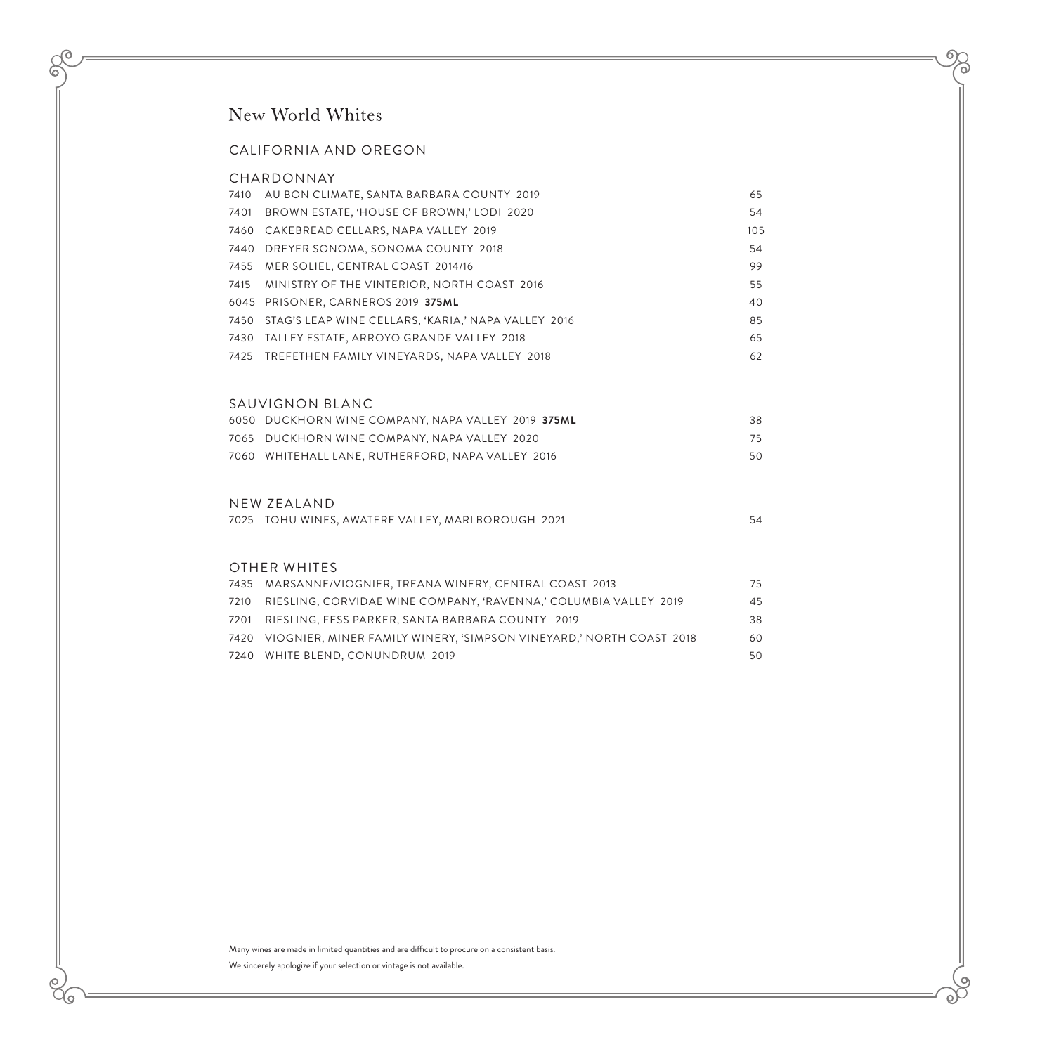# New World Whites

## CALIFORNIA AND OREGON

### CHARDONNAY

| | | |
|---|---|---|
| 7410 | AU BON CLIMATE, SANTA BARBARA COUNTY 2019 | 65 |
| 7401 | BROWN ESTATE, 'HOUSE OF BROWN,' LODI 2020 | 54 |
| 7460 | CAKEBREAD CELLARS, NAPA VALLEY 2019 | 105 |
| 7440 | DREYER SONOMA, SONOMA COUNTY 2018 | 54 |
| 7455 | MER SOLIEL, CENTRAL COAST 2014/16 | 99 |
| 7415 | MINISTRY OF THE VINTERIOR, NORTH COAST 2016 | 55 |
| 6045 | PRISONER, CARNEROS 2019 **375ML** | 40 |
| 7450 | STAG'S LEAP WINE CELLARS, 'KARIA,' NAPA VALLEY 2016 | 85 |
| 7430 | TALLEY ESTATE, ARROYO GRANDE VALLEY 2018 | 65 |
| 7425 | TREFETHEN FAMILY VINEYARDS, NAPA VALLEY 2018 | 62 |

### SAUVIGNON BLANC

| | | |
|---|---|---|
| 6050 | DUCKHORN WINE COMPANY, NAPA VALLEY 2019 **375ML** | 38 |
| 7065 | DUCKHORN WINE COMPANY, NAPA VALLEY 2020 | 75 |
| 7060 | WHITEHALL LANE, RUTHERFORD, NAPA VALLEY 2016 | 50 |

### NEW ZEALAND

| | | |
|---|---|---|
| 7025 | TOHU WINES, AWATERE VALLEY, MARLBOROUGH 2021 | 54 |

### OTHER WHITES

| | | |
|---|---|---|
| 7435 | MARSANNE/VIOGNIER, TREANA WINERY, CENTRAL COAST 2013 | 75 |
| 7210 | RIESLING, CORVIDAE WINE COMPANY, 'RAVENNA,' COLUMBIA VALLEY 2019 | 45 |
| 7201 | RIESLING, FESS PARKER, SANTA BARBARA COUNTY 2019 | 38 |
| 7420 | VIOGNIER, MINER FAMILY WINERY, 'SIMPSON VINEYARD,' NORTH COAST 2018 | 60 |
| 7240 | WHITE BLEND, CONUNDRUM 2019 | 50 |

Many wines are made in limited quantities and are difficult to procure on a consistent basis.

We sincerely apologize if your selection or vintage is not available.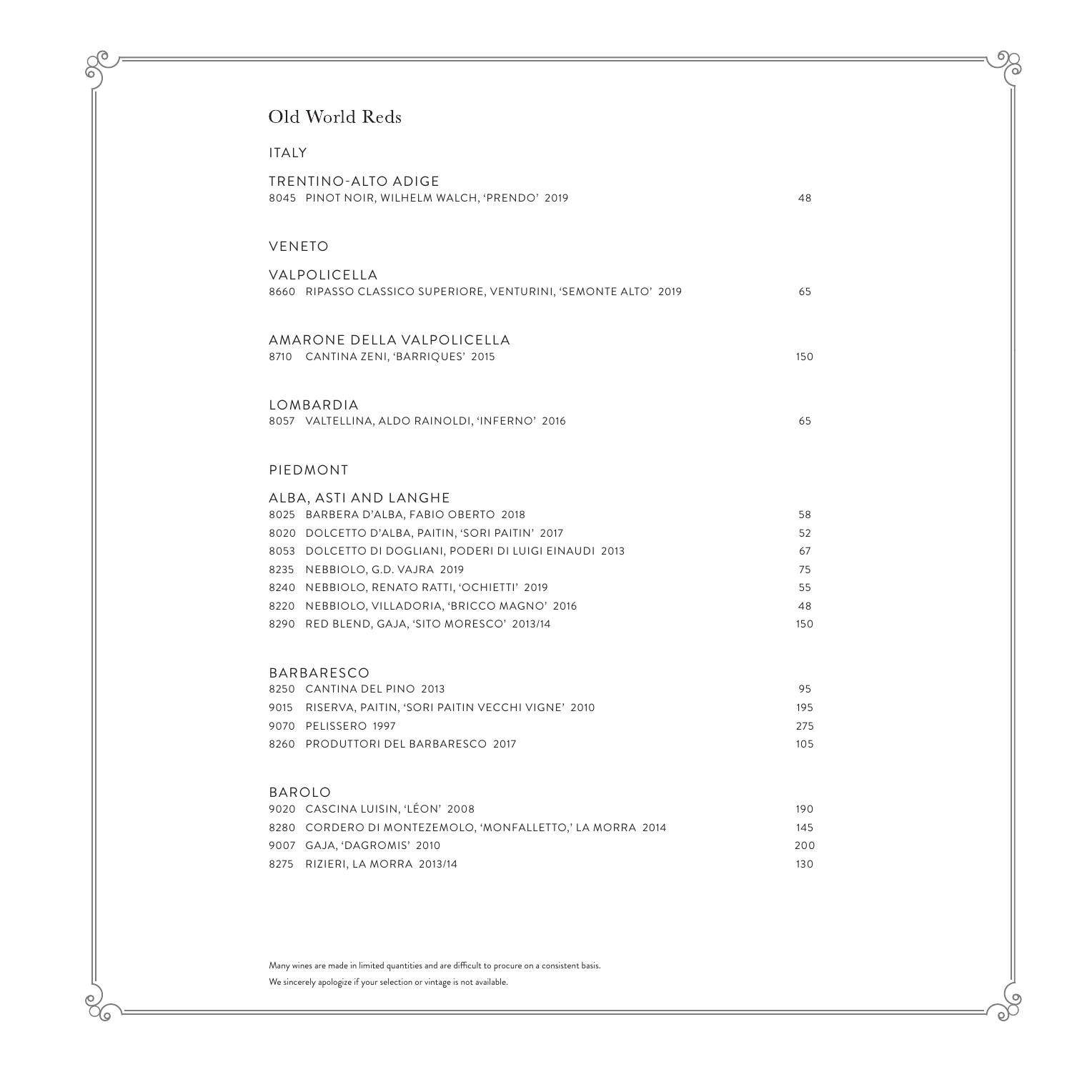# Old World Reds

## ITALY

### TRENTINO-ALTO ADIGE

| | | |
|---|---|---|
| 8045 | PINOT NOIR, WILHELM WALCH, 'PRENDO' 2019 | 48 |

## VENETO

### VALPOLICELLA

| | | |
|---|---|---|
| 8660 | RIPASSO CLASSICO SUPERIORE, VENTURINI, 'SEMONTE ALTO' 2019 | 65 |

### AMARONE DELLA VALPOLICELLA

| | | |
|---|---|---|
| 8710 | CANTINA ZENI, 'BARRIQUES' 2015 | 150 |

### LOMBARDIA

| | | |
|---|---|---|
| 8057 | VALTELLINA, ALDO RAINOLDI, 'INFERNO' 2016 | 65 |

## PIEDMONT

### ALBA, ASTI AND LANGHE

| | | |
|---|---|---|
| 8025 | BARBERA D'ALBA, FABIO OBERTO 2018 | 58 |
| 8020 | DOLCETTO D'ALBA, PAITIN, 'SORI PAITIN' 2017 | 52 |
| 8053 | DOLCETTO DI DOGLIANI, PODERI DI LUIGI EINAUDI 2013 | 67 |
| 8235 | NEBBIOLO, G.D. VAJRA 2019 | 75 |
| 8240 | NEBBIOLO, RENATO RATTI, 'OCHIETTI' 2019 | 55 |
| 8220 | NEBBIOLO, VILLADORIA, 'BRICCO MAGNO' 2016 | 48 |
| 8290 | RED BLEND, GAJA, 'SITO MORESCO' 2013/14 | 150 |

### BARBARESCO

| | | |
|---|---|---|
| 8250 | CANTINA DEL PINO 2013 | 95 |
| 9015 | RISERVA, PAITIN, 'SORI PAITIN VECCHI VIGNE' 2010 | 195 |
| 9070 | PELISSERO 1997 | 275 |
| 8260 | PRODUTTORI DEL BARBARESCO 2017 | 105 |

### BAROLO

| | | |
|---|---|---|
| 9020 | CASCINA LUISIN, 'LÉON' 2008 | 190 |
| 8280 | CORDERO DI MONTEZEMOLO, 'MONFALLETTO,' LA MORRA 2014 | 145 |
| 9007 | GAJA, 'DAGROMIS' 2010 | 200 |
| 8275 | RIZIERI, LA MORRA 2013/14 | 130 |

Many wines are made in limited quantities and are difficult to procure on a consistent basis.
We sincerely apologize if your selection or vintage is not available.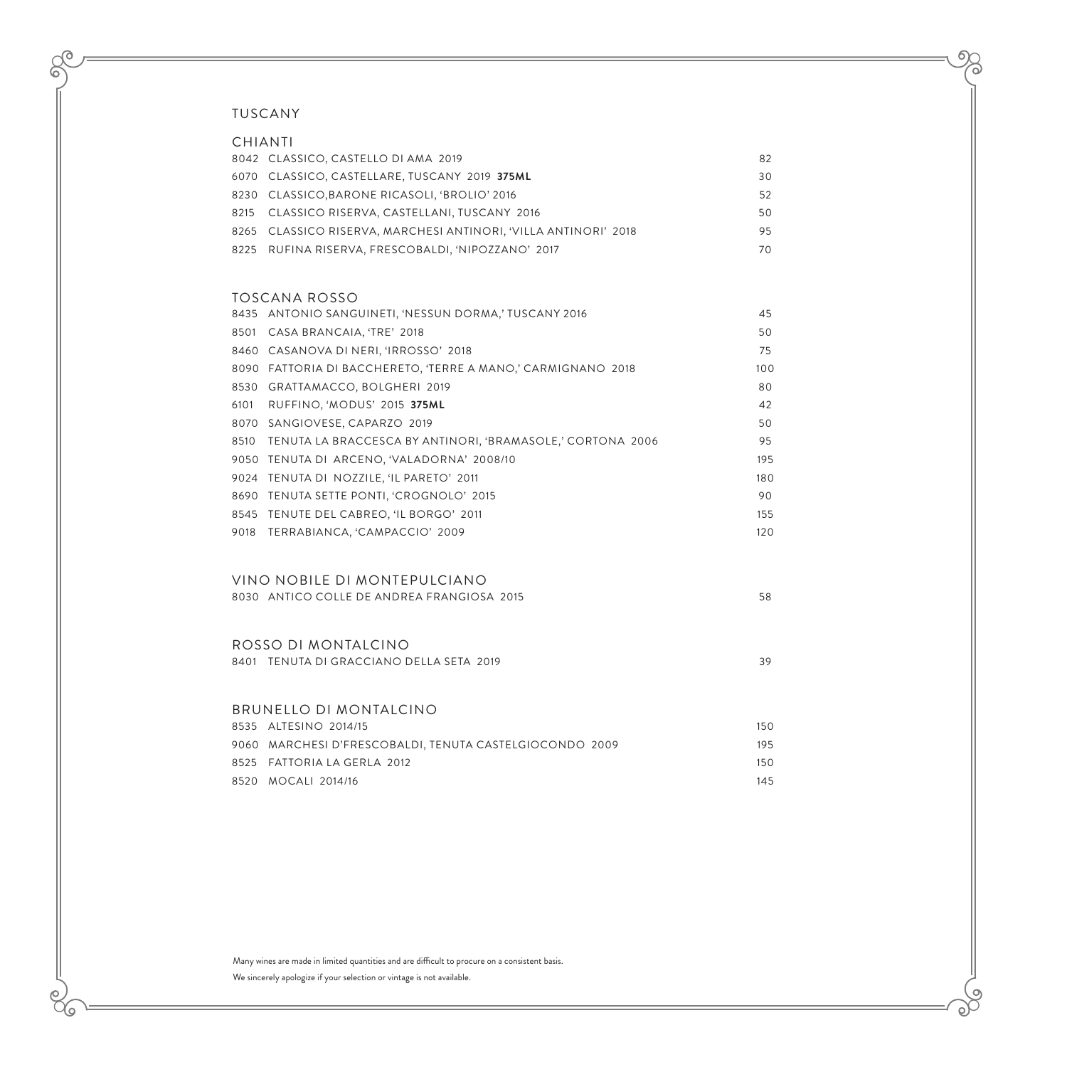# TUSCANY

## CHIANTI

| | | |
|---|---|---|
| 8042 | CLASSICO, CASTELLO DI AMA 2019 | 82 |
| 6070 | CLASSICO, CASTELLARE, TUSCANY 2019 **375ML** | 30 |
| 8230 | CLASSICO,BARONE RICASOLI, 'BROLIO' 2016 | 52 |
| 8215 | CLASSICO RISERVA, CASTELLANI, TUSCANY 2016 | 50 |
| 8265 | CLASSICO RISERVA, MARCHESI ANTINORI, 'VILLA ANTINORI' 2018 | 95 |
| 8225 | RUFINA RISERVA, FRESCOBALDI, 'NIPOZZANO' 2017 | 70 |

## TOSCANA ROSSO

| | | |
|---|---|---|
| 8435 | ANTONIO SANGUINETI, 'NESSUN DORMA,' TUSCANY 2016 | 45 |
| 8501 | CASA BRANCAIA, 'TRE' 2018 | 50 |
| 8460 | CASANOVA DI NERI, 'IRROSSO' 2018 | 75 |
| 8090 | FATTORIA DI BACCHERETO, 'TERRE A MANO,' CARMIGNANO 2018 | 100 |
| 8530 | GRATTAMACCO, BOLGHERI 2019 | 80 |
| 6101 | RUFFINO, 'MODUS' 2015 **375ML** | 42 |
| 8070 | SANGIOVESE, CAPARZO 2019 | 50 |
| 8510 | TENUTA LA BRACCESCA BY ANTINORI, 'BRAMASOLE,' CORTONA 2006 | 95 |
| 9050 | TENUTA DI ARCENO, 'VALADORNA' 2008/10 | 195 |
| 9024 | TENUTA DI NOZZILE, 'IL PARETO' 2011 | 180 |
| 8690 | TENUTA SETTE PONTI, 'CROGNOLO' 2015 | 90 |
| 8545 | TENUTE DEL CABREO, 'IL BORGO' 2011 | 155 |
| 9018 | TERRABIANCA, 'CAMPACCIO' 2009 | 120 |

## VINO NOBILE DI MONTEPULCIANO

| | | |
|---|---|---|
| 8030 | ANTICO COLLE DE ANDREA FRANGIOSA 2015 | 58 |

## ROSSO DI MONTALCINO

| | | |
|---|---|---|
| 8401 | TENUTA DI GRACCIANO DELLA SETA 2019 | 39 |

## BRUNELLO DI MONTALCINO

| | | |
|---|---|---|
| 8535 | ALTESINO 2014/15 | 150 |
| 9060 | MARCHESI D'FRESCOBALDI, TENUTA CASTELGIOCONDO 2009 | 195 |
| 8525 | FATTORIA LA GERLA 2012 | 150 |
| 8520 | MOCALI 2014/16 | 145 |

Many wines are made in limited quantities and are difficult to procure on a consistent basis.

We sincerely apologize if your selection or vintage is not available.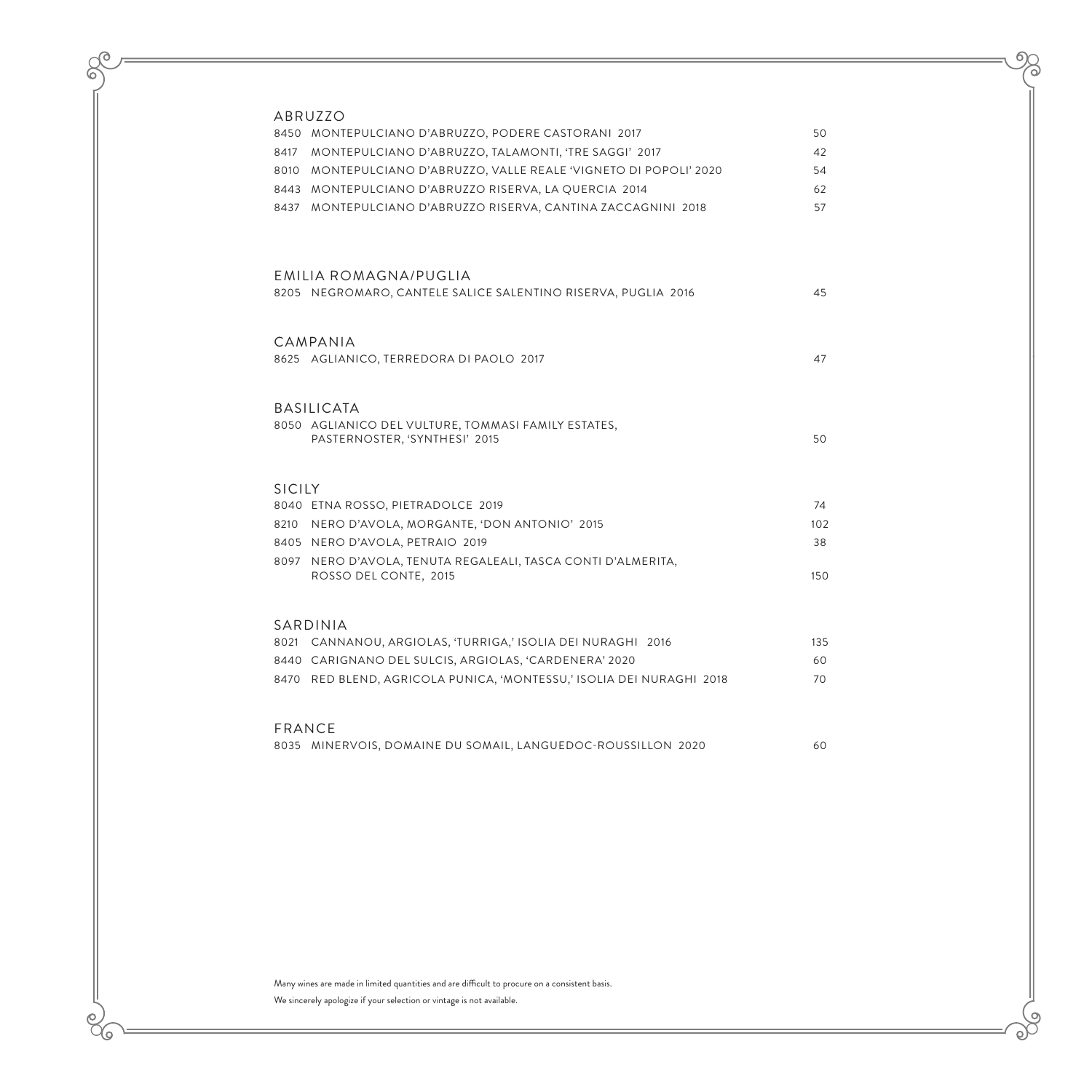## ABRUZZO

| | | |
|---|---|---|
| 8450 | MONTEPULCIANO D'ABRUZZO, PODERE CASTORANI 2017 | 50 |
| 8417 | MONTEPULCIANO D'ABRUZZO, TALAMONTI, 'TRE SAGGI' 2017 | 42 |
| 8010 | MONTEPULCIANO D'ABRUZZO, VALLE REALE 'VIGNETO DI POPOLI' 2020 | 54 |
| 8443 | MONTEPULCIANO D'ABRUZZO RISERVA, LA QUERCIA 2014 | 62 |
| 8437 | MONTEPULCIANO D'ABRUZZO RISERVA, CANTINA ZACCAGNINI 2018 | 57 |

## EMILIA ROMAGNA/PUGLIA

| | | |
|---|---|---|
| 8205 | NEGROMARO, CANTELE SALICE SALENTINO RISERVA, PUGLIA 2016 | 45 |

## CAMPANIA

| | | |
|---|---|---|
| 8625 | AGLIANICO, TERREDORA DI PAOLO 2017 | 47 |

## BASILICATA

| | | |
|---|---|---|
| 8050 | AGLIANICO DEL VULTURE, TOMMASI FAMILY ESTATES, PASTERNOSTER, 'SYNTHESI' 2015 | 50 |

## SICILY

| | | |
|---|---|---|
| 8040 | ETNA ROSSO, PIETRADOLCE 2019 | 74 |
| 8210 | NERO D'AVOLA, MORGANTE, 'DON ANTONIO' 2015 | 102 |
| 8405 | NERO D'AVOLA, PETRAIO 2019 | 38 |
| 8097 | NERO D'AVOLA, TENUTA REGALEALI, TASCA CONTI D'ALMERITA, ROSSO DEL CONTE, 2015 | 150 |

## SARDINIA

| | | |
|---|---|---|
| 8021 | CANNANOU, ARGIOLAS, 'TURRIGA,' ISOLIA DEI NURAGHI 2016 | 135 |
| 8440 | CARIGNANO DEL SULCIS, ARGIOLAS, 'CARDENERA' 2020 | 60 |
| 8470 | RED BLEND, AGRICOLA PUNICA, 'MONTESSU,' ISOLIA DEI NURAGHI 2018 | 70 |

## FRANCE

| | | |
|---|---|---|
| 8035 | MINERVOIS, DOMAINE DU SOMAIL, LANGUEDOC-ROUSSILLON 2020 | 60 |

Many wines are made in limited quantities and are difficult to procure on a consistent basis.

We sincerely apologize if your selection or vintage is not available.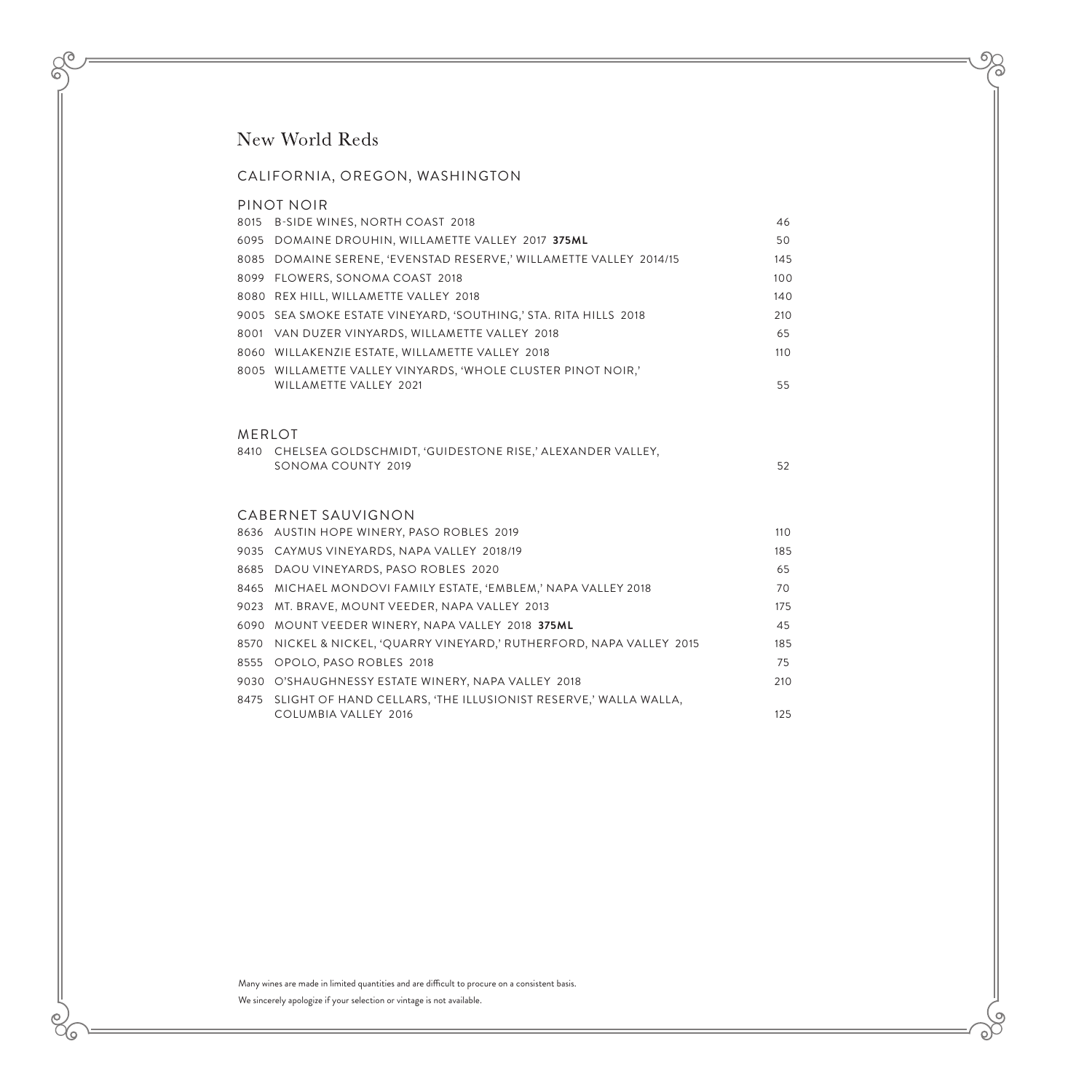# New World Reds

## CALIFORNIA, OREGON, WASHINGTON

### PINOT NOIR

| | | |
|---|---|---|
| 8015 | B-SIDE WINES, NORTH COAST 2018 | 46 |
| 6095 | DOMAINE DROUHIN, WILLAMETTE VALLEY 2017 **375ML** | 50 |
| 8085 | DOMAINE SERENE, 'EVENSTAD RESERVE,' WILLAMETTE VALLEY 2014/15 | 145 |
| 8099 | FLOWERS, SONOMA COAST 2018 | 100 |
| 8080 | REX HILL, WILLAMETTE VALLEY 2018 | 140 |
| 9005 | SEA SMOKE ESTATE VINEYARD, 'SOUTHING,' STA. RITA HILLS 2018 | 210 |
| 8001 | VAN DUZER VINYARDS, WILLAMETTE VALLEY 2018 | 65 |
| 8060 | WILLAKENZIE ESTATE, WILLAMETTE VALLEY 2018 | 110 |
| 8005 | WILLAMETTE VALLEY VINYARDS, 'WHOLE CLUSTER PINOT NOIR,' WILLAMETTE VALLEY 2021 | 55 |

### MERLOT

| | | |
|---|---|---|
| 8410 | CHELSEA GOLDSCHMIDT, 'GUIDESTONE RISE,' ALEXANDER VALLEY, SONOMA COUNTY 2019 | 52 |

### CABERNET SAUVIGNON

| | | |
|---|---|---|
| 8636 | AUSTIN HOPE WINERY, PASO ROBLES 2019 | 110 |
| 9035 | CAYMUS VINEYARDS, NAPA VALLEY 2018/19 | 185 |
| 8685 | DAOU VINEYARDS, PASO ROBLES 2020 | 65 |
| 8465 | MICHAEL MONDOVI FAMILY ESTATE, 'EMBLEM,' NAPA VALLEY 2018 | 70 |
| 9023 | MT. BRAVE, MOUNT VEEDER, NAPA VALLEY 2013 | 175 |
| 6090 | MOUNT VEEDER WINERY, NAPA VALLEY 2018 **375ML** | 45 |
| 8570 | NICKEL & NICKEL, 'QUARRY VINEYARD,' RUTHERFORD, NAPA VALLEY 2015 | 185 |
| 8555 | OPOLO, PASO ROBLES 2018 | 75 |
| 9030 | O'SHAUGHNESSY ESTATE WINERY, NAPA VALLEY 2018 | 210 |
| 8475 | SLIGHT OF HAND CELLARS, 'THE ILLUSIONIST RESERVE,' WALLA WALLA, COLUMBIA VALLEY 2016 | 125 |

Many wines are made in limited quantities and are difficult to procure on a consistent basis.

We sincerely apologize if your selection or vintage is not available.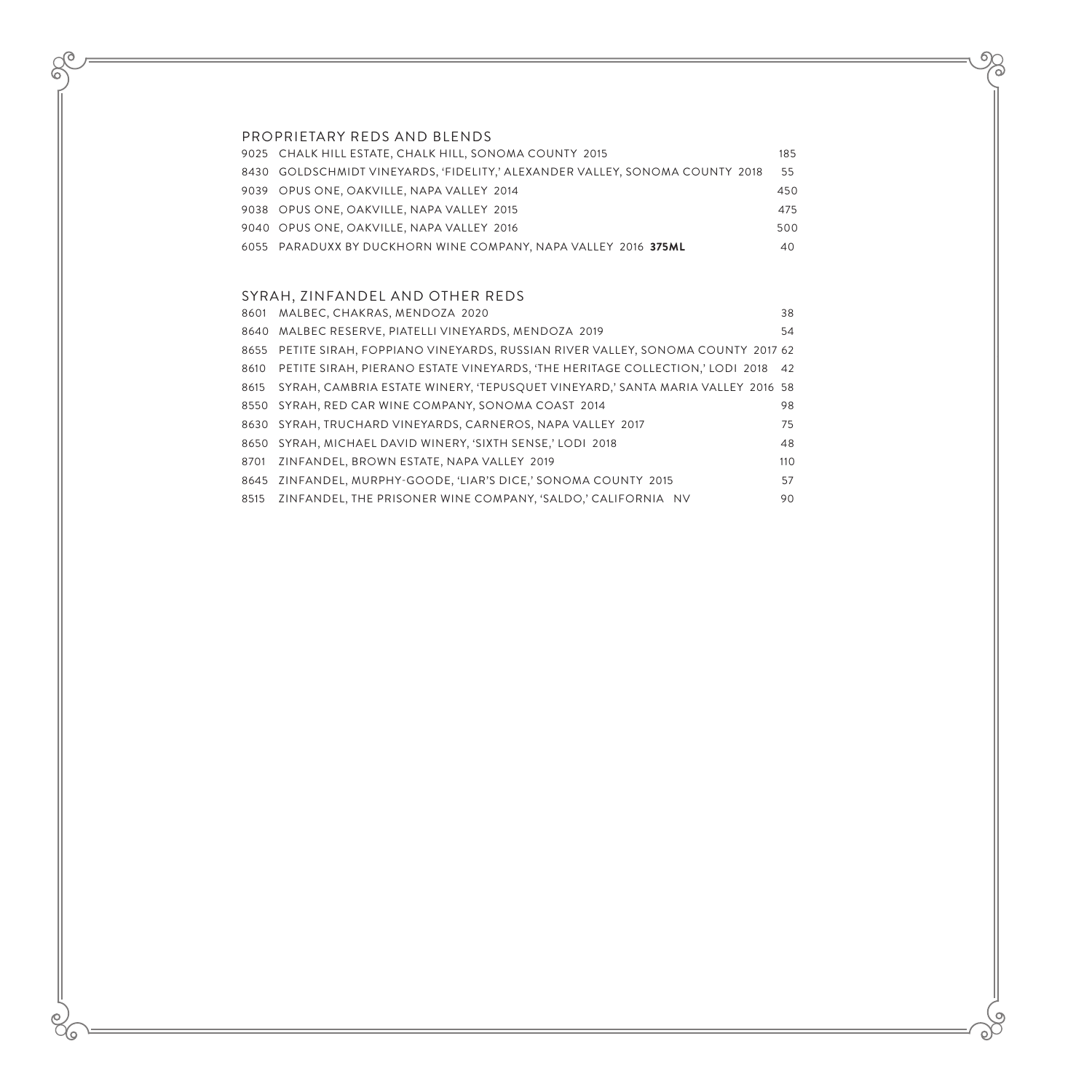## PROPRIETARY REDS AND BLENDS

| | | |
|---|---|---|
| 9025 | CHALK HILL ESTATE, CHALK HILL, SONOMA COUNTY 2015 | 185 |
| 8430 | GOLDSCHMIDT VINEYARDS, 'FIDELITY,' ALEXANDER VALLEY, SONOMA COUNTY 2018 | 55 |
| 9039 | OPUS ONE, OAKVILLE, NAPA VALLEY 2014 | 450 |
| 9038 | OPUS ONE, OAKVILLE, NAPA VALLEY 2015 | 475 |
| 9040 | OPUS ONE, OAKVILLE, NAPA VALLEY 2016 | 500 |
| 6055 | PARADUXX BY DUCKHORN WINE COMPANY, NAPA VALLEY 2016 **375ML** | 40 |

## SYRAH, ZINFANDEL AND OTHER REDS

| | | |
|---|---|---|
| 8601 | MALBEC, CHAKRAS, MENDOZA 2020 | 38 |
| 8640 | MALBEC RESERVE, PIATELLI VINEYARDS, MENDOZA 2019 | 54 |
| 8655 | PETITE SIRAH, FOPPIANO VINEYARDS, RUSSIAN RIVER VALLEY, SONOMA COUNTY 2017 | 62 |
| 8610 | PETITE SIRAH, PIERANO ESTATE VINEYARDS, 'THE HERITAGE COLLECTION,' LODI 2018 | 42 |
| 8615 | SYRAH, CAMBRIA ESTATE WINERY, 'TEPUSQUET VINEYARD,' SANTA MARIA VALLEY 2016 | 58 |
| 8550 | SYRAH, RED CAR WINE COMPANY, SONOMA COAST 2014 | 98 |
| 8630 | SYRAH, TRUCHARD VINEYARDS, CARNEROS, NAPA VALLEY 2017 | 75 |
| 8650 | SYRAH, MICHAEL DAVID WINERY, 'SIXTH SENSE,' LODI 2018 | 48 |
| 8701 | ZINFANDEL, BROWN ESTATE, NAPA VALLEY 2019 | 110 |
| 8645 | ZINFANDEL, MURPHY-GOODE, 'LIAR'S DICE,' SONOMA COUNTY 2015 | 57 |
| 8515 | ZINFANDEL, THE PRISONER WINE COMPANY, 'SALDO,' CALIFORNIA NV | 90 |